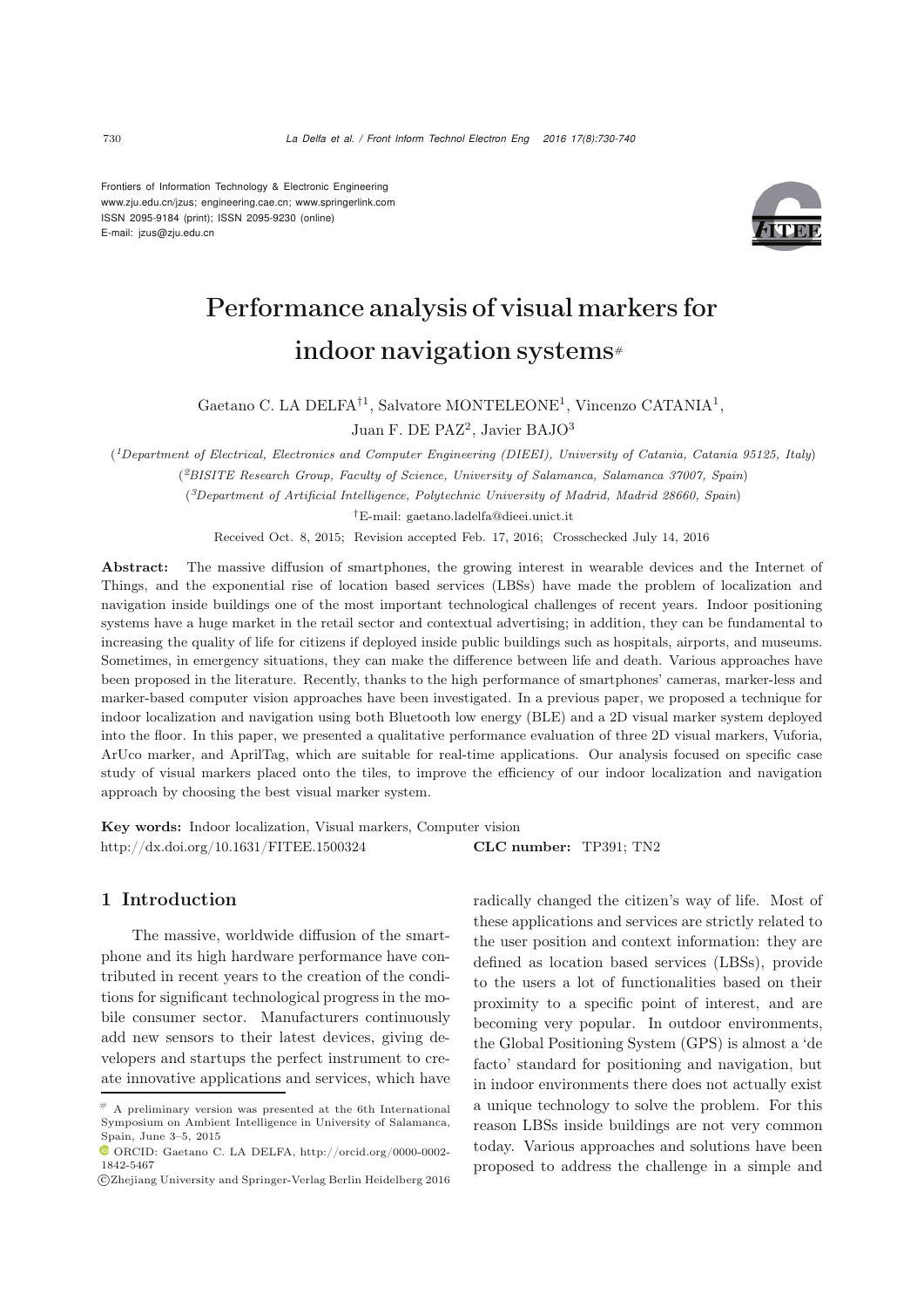Frontiers of Information Technology & Electronic Engineering
www.zju.edu.cn/jzus; engineering.cae.cn; www.springerlink.com
ISSN 2095-9184 (print); ISSN 2095-9230 (online)
E-mail: jzus@zju.edu.cn

# Performance analysis of visual markers for indoor navigation systems#

Gaetano C. LA DELFA†1, Salvatore MONTELEONE1, Vincenzo CATANIA1, Juan F. DE PAZ2, Javier BAJO3

(1Department of Electrical, Electronics and Computer Engineering (DIEEI), University of Catania, Catania 95125, Italy)

(2BISITE Research Group, Faculty of Science, University of Salamanca, Salamanca 37007, Spain)

(3Department of Artificial Intelligence, Polytechnic University of Madrid, Madrid 28660, Spain)

†E-mail: gaetano.ladelfa@dieei.unict.it

Received Oct. 8, 2015; Revision accepted Feb. 17, 2016; Crosschecked July 14, 2016

**Abstract:** The massive diffusion of smartphones, the growing interest in wearable devices and the Internet of Things, and the exponential rise of location based services (LBSs) have made the problem of localization and navigation inside buildings one of the most important technological challenges of recent years. Indoor positioning systems have a huge market in the retail sector and contextual advertising; in addition, they can be fundamental to increasing the quality of life for citizens if deployed inside public buildings such as hospitals, airports, and museums. Sometimes, in emergency situations, they can make the difference between life and death. Various approaches have been proposed in the literature. Recently, thanks to the high performance of smartphones' cameras, marker-less and marker-based computer vision approaches have been investigated. In a previous paper, we proposed a technique for indoor localization and navigation using both Bluetooth low energy (BLE) and a 2D visual marker system deployed into the floor. In this paper, we presented a qualitative performance evaluation of three 2D visual markers, Vuforia, ArUco marker, and AprilTag, which are suitable for real-time applications. Our analysis focused on specific case study of visual markers placed onto the tiles, to improve the efficiency of our indoor localization and navigation approach by choosing the best visual marker system.

**Key words:** Indoor localization, Visual markers, Computer vision
http://dx.doi.org/10.1631/FITEE.1500324 **CLC number:** TP391; TN2

## 1 Introduction

The massive, worldwide diffusion of the smartphone and its high hardware performance have contributed in recent years to the creation of the conditions for significant technological progress in the mobile consumer sector. Manufacturers continuously add new sensors to their latest devices, giving developers and startups the perfect instrument to create innovative applications and services, which have radically changed the citizen's way of life. Most of these applications and services are strictly related to the user position and context information: they are defined as location based services (LBSs), provide to the users a lot of functionalities based on their proximity to a specific point of interest, and are becoming very popular. In outdoor environments, the Global Positioning System (GPS) is almost a 'de facto' standard for positioning and navigation, but in indoor environments there does not actually exist a unique technology to solve the problem. For this reason LBSs inside buildings are not very common today. Various approaches and solutions have been proposed to address the challenge in a simple and

# A preliminary version was presented at the 6th International Symposium on Ambient Intelligence in University of Salamanca, Spain, June 3–5, 2015

ORCID: Gaetano C. LA DELFA, http://orcid.org/0000-0002-1842-5467

©Zhejiang University and Springer-Verlag Berlin Heidelberg 2016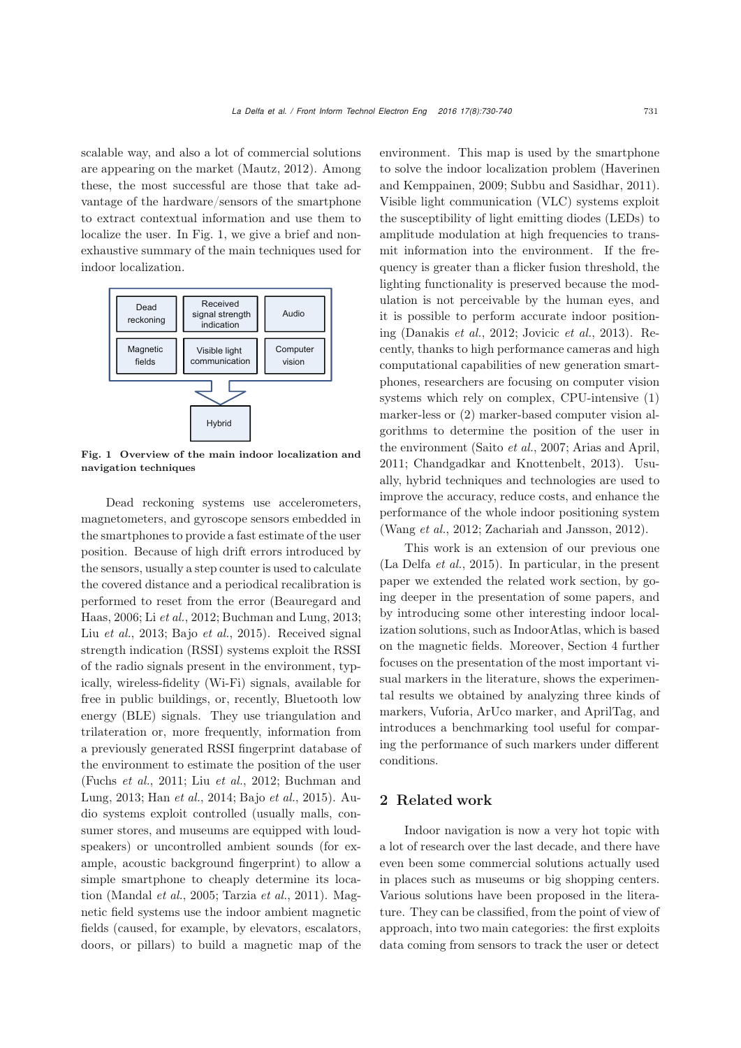scalable way, and also a lot of commercial solutions are appearing on the market (Mautz, 2012). Among these, the most successful are those that take advantage of the hardware/sensors of the smartphone to extract contextual information and use them to localize the user. In Fig. 1, we give a brief and non-exhaustive summary of the main techniques used for indoor localization.

**Fig. 1 Overview of the main indoor localization and navigation techniques**

Dead reckoning systems use accelerometers, magnetometers, and gyroscope sensors embedded in the smartphones to provide a fast estimate of the user position. Because of high drift errors introduced by the sensors, usually a step counter is used to calculate the covered distance and a periodical recalibration is performed to reset from the error (Beauregard and Haas, 2006; Li *et al.*, 2012; Buchman and Lung, 2013; Liu *et al.*, 2013; Bajo *et al.*, 2015). Received signal strength indication (RSSI) systems exploit the RSSI of the radio signals present in the environment, typically, wireless-fidelity (Wi-Fi) signals, available for free in public buildings, or, recently, Bluetooth low energy (BLE) signals. They use triangulation and trilateration or, more frequently, information from a previously generated RSSI fingerprint database of the environment to estimate the position of the user (Fuchs *et al.*, 2011; Liu *et al.*, 2012; Buchman and Lung, 2013; Han *et al.*, 2014; Bajo *et al.*, 2015). Audio systems exploit controlled (usually malls, consumer stores, and museums are equipped with loudspeakers) or uncontrolled ambient sounds (for example, acoustic background fingerprint) to allow a simple smartphone to cheaply determine its location (Mandal *et al.*, 2005; Tarzia *et al.*, 2011). Magnetic field systems use the indoor ambient magnetic fields (caused, for example, by elevators, escalators, doors, or pillars) to build a magnetic map of the environment. This map is used by the smartphone to solve the indoor localization problem (Haverinen and Kemppainen, 2009; Subbu and Sasidhar, 2011). Visible light communication (VLC) systems exploit the susceptibility of light emitting diodes (LEDs) to amplitude modulation at high frequencies to transmit information into the environment. If the frequency is greater than a flicker fusion threshold, the lighting functionality is preserved because the modulation is not perceivable by the human eyes, and it is possible to perform accurate indoor positioning (Danakis *et al.*, 2012; Jovicic *et al.*, 2013). Recently, thanks to high performance cameras and high computational capabilities of new generation smartphones, researchers are focusing on computer vision systems which rely on complex, CPU-intensive (1) marker-less or (2) marker-based computer vision algorithms to determine the position of the user in the environment (Saito *et al.*, 2007; Arias and April, 2011; Chandgadkar and Knottenbelt, 2013). Usually, hybrid techniques and technologies are used to improve the accuracy, reduce costs, and enhance the performance of the whole indoor positioning system (Wang *et al.*, 2012; Zachariah and Jansson, 2012).

This work is an extension of our previous one (La Delfa *et al.*, 2015). In particular, in the present paper we extended the related work section, by going deeper in the presentation of some papers, and by introducing some other interesting indoor localization solutions, such as IndoorAtlas, which is based on the magnetic fields. Moreover, Section 4 further focuses on the presentation of the most important visual markers in the literature, shows the experimental results we obtained by analyzing three kinds of markers, Vuforia, ArUco marker, and AprilTag, and introduces a benchmarking tool useful for comparing the performance of such markers under different conditions.

## 2 Related work

Indoor navigation is now a very hot topic with a lot of research over the last decade, and there have even been some commercial solutions actually used in places such as museums or big shopping centers. Various solutions have been proposed in the literature. They can be classified, from the point of view of approach, into two main categories: the first exploits data coming from sensors to track the user or detect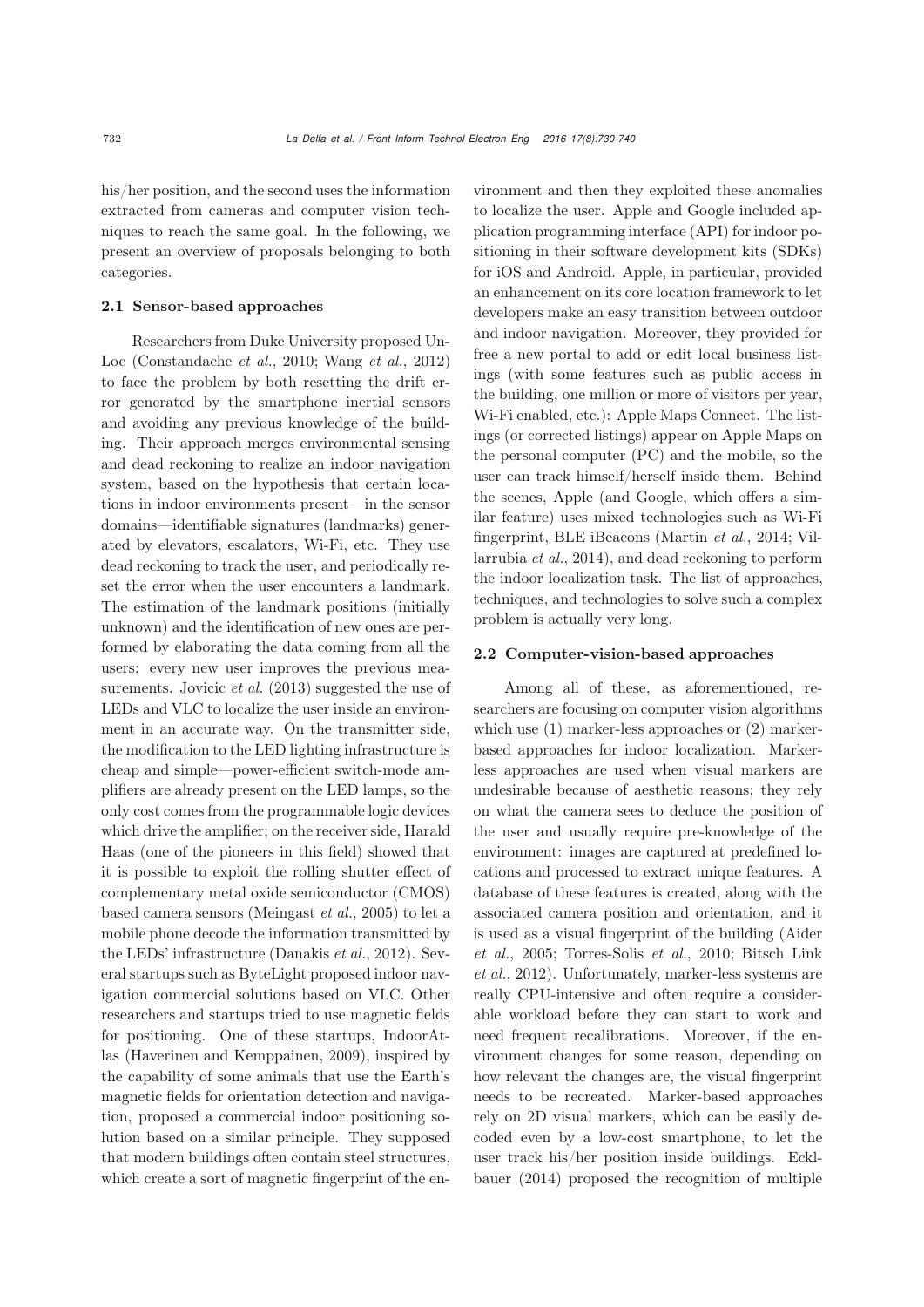his/her position, and the second uses the information extracted from cameras and computer vision techniques to reach the same goal. In the following, we present an overview of proposals belonging to both categories.

### 2.1 Sensor-based approaches

Researchers from Duke University proposed UnLoc (Constandache *et al.*, 2010; Wang *et al.*, 2012) to face the problem by both resetting the drift error generated by the smartphone inertial sensors and avoiding any previous knowledge of the building. Their approach merges environmental sensing and dead reckoning to realize an indoor navigation system, based on the hypothesis that certain locations in indoor environments present—in the sensor domains—identifiable signatures (landmarks) generated by elevators, escalators, Wi-Fi, etc. They use dead reckoning to track the user, and periodically reset the error when the user encounters a landmark. The estimation of the landmark positions (initially unknown) and the identification of new ones are performed by elaborating the data coming from all the users: every new user improves the previous measurements. Jovicic *et al.* (2013) suggested the use of LEDs and VLC to localize the user inside an environment in an accurate way. On the transmitter side, the modification to the LED lighting infrastructure is cheap and simple—power-efficient switch-mode amplifiers are already present on the LED lamps, so the only cost comes from the programmable logic devices which drive the amplifier; on the receiver side, Harald Haas (one of the pioneers in this field) showed that it is possible to exploit the rolling shutter effect of complementary metal oxide semiconductor (CMOS) based camera sensors (Meingast *et al.*, 2005) to let a mobile phone decode the information transmitted by the LEDs' infrastructure (Danakis *et al.*, 2012). Several startups such as ByteLight proposed indoor navigation commercial solutions based on VLC. Other researchers and startups tried to use magnetic fields for positioning. One of these startups, IndoorAtlas (Haverinen and Kemppainen, 2009), inspired by the capability of some animals that use the Earth's magnetic fields for orientation detection and navigation, proposed a commercial indoor positioning solution based on a similar principle. They supposed that modern buildings often contain steel structures, which create a sort of magnetic fingerprint of the environment and then they exploited these anomalies to localize the user. Apple and Google included application programming interface (API) for indoor positioning in their software development kits (SDKs) for iOS and Android. Apple, in particular, provided an enhancement on its core location framework to let developers make an easy transition between outdoor and indoor navigation. Moreover, they provided for free a new portal to add or edit local business listings (with some features such as public access in the building, one million or more of visitors per year, Wi-Fi enabled, etc.): Apple Maps Connect. The listings (or corrected listings) appear on Apple Maps on the personal computer (PC) and the mobile, so the user can track himself/herself inside them. Behind the scenes, Apple (and Google, which offers a similar feature) uses mixed technologies such as Wi-Fi fingerprint, BLE iBeacons (Martin *et al.*, 2014; Villarrubia *et al.*, 2014), and dead reckoning to perform the indoor localization task. The list of approaches, techniques, and technologies to solve such a complex problem is actually very long.

### 2.2 Computer-vision-based approaches

Among all of these, as aforementioned, researchers are focusing on computer vision algorithms which use (1) marker-less approaches or (2) marker-based approaches for indoor localization. Marker-less approaches are used when visual markers are undesirable because of aesthetic reasons; they rely on what the camera sees to deduce the position of the user and usually require pre-knowledge of the environment: images are captured at predefined locations and processed to extract unique features. A database of these features is created, along with the associated camera position and orientation, and it is used as a visual fingerprint of the building (Aider *et al.*, 2005; Torres-Solis *et al.*, 2010; Bitsch Link *et al.*, 2012). Unfortunately, marker-less systems are really CPU-intensive and often require a considerable workload before they can start to work and need frequent recalibrations. Moreover, if the environment changes for some reason, depending on how relevant the changes are, the visual fingerprint needs to be recreated. Marker-based approaches rely on 2D visual markers, which can be easily decoded even by a low-cost smartphone, to let the user track his/her position inside buildings. Ecklbauer (2014) proposed the recognition of multiple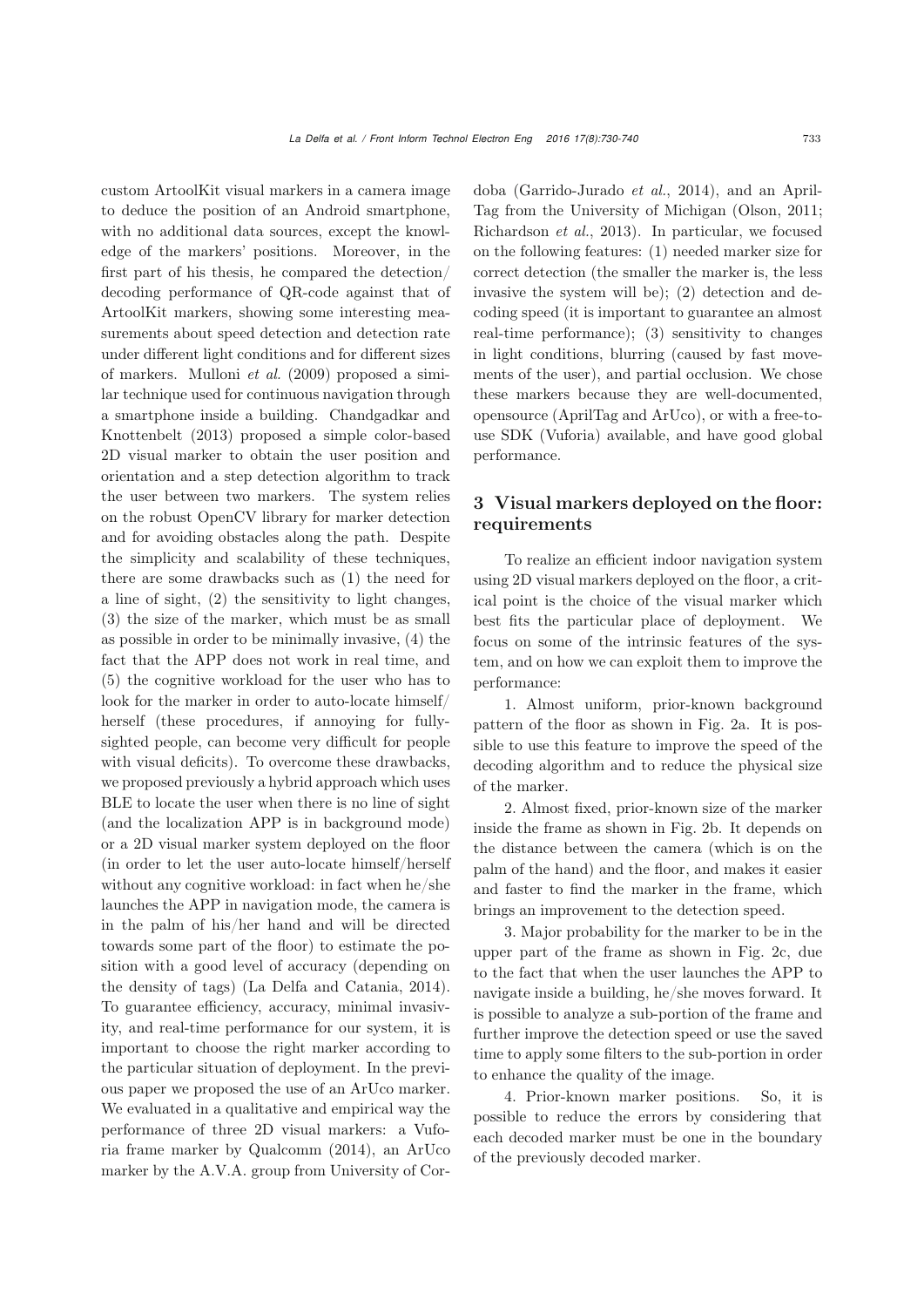custom ArtoolKit visual markers in a camera image to deduce the position of an Android smartphone, with no additional data sources, except the knowledge of the markers' positions. Moreover, in the first part of his thesis, he compared the detection/ decoding performance of QR-code against that of ArtoolKit markers, showing some interesting measurements about speed detection and detection rate under different light conditions and for different sizes of markers. Mulloni *et al.* (2009) proposed a similar technique used for continuous navigation through a smartphone inside a building. Chandgadkar and Knottenbelt (2013) proposed a simple color-based 2D visual marker to obtain the user position and orientation and a step detection algorithm to track the user between two markers. The system relies on the robust OpenCV library for marker detection and for avoiding obstacles along the path. Despite the simplicity and scalability of these techniques, there are some drawbacks such as (1) the need for a line of sight, (2) the sensitivity to light changes, (3) the size of the marker, which must be as small as possible in order to be minimally invasive, (4) the fact that the APP does not work in real time, and (5) the cognitive workload for the user who has to look for the marker in order to auto-locate himself/ herself (these procedures, if annoying for fully-sighted people, can become very difficult for people with visual deficits). To overcome these drawbacks, we proposed previously a hybrid approach which uses BLE to locate the user when there is no line of sight (and the localization APP is in background mode) or a 2D visual marker system deployed on the floor (in order to let the user auto-locate himself/herself without any cognitive workload: in fact when he/she launches the APP in navigation mode, the camera is in the palm of his/her hand and will be directed towards some part of the floor) to estimate the position with a good level of accuracy (depending on the density of tags) (La Delfa and Catania, 2014). To guarantee efficiency, accuracy, minimal invasivity, and real-time performance for our system, it is important to choose the right marker according to the particular situation of deployment. In the previous paper we proposed the use of an ArUco marker. We evaluated in a qualitative and empirical way the performance of three 2D visual markers: a Vuforia frame marker by Qualcomm (2014), an ArUco marker by the A.V.A. group from University of Cordoba (Garrido-Jurado *et al.*, 2014), and an AprilTag from the University of Michigan (Olson, 2011; Richardson *et al.*, 2013). In particular, we focused on the following features: (1) needed marker size for correct detection (the smaller the marker is, the less invasive the system will be); (2) detection and decoding speed (it is important to guarantee an almost real-time performance); (3) sensitivity to changes in light conditions, blurring (caused by fast movements of the user), and partial occlusion. We chose these markers because they are well-documented, opensource (AprilTag and ArUco), or with a free-to-use SDK (Vuforia) available, and have good global performance.

## 3 Visual markers deployed on the floor: requirements

To realize an efficient indoor navigation system using 2D visual markers deployed on the floor, a critical point is the choice of the visual marker which best fits the particular place of deployment. We focus on some of the intrinsic features of the system, and on how we can exploit them to improve the performance:

1. Almost uniform, prior-known background pattern of the floor as shown in Fig. 2a. It is possible to use this feature to improve the speed of the decoding algorithm and to reduce the physical size of the marker.

2. Almost fixed, prior-known size of the marker inside the frame as shown in Fig. 2b. It depends on the distance between the camera (which is on the palm of the hand) and the floor, and makes it easier and faster to find the marker in the frame, which brings an improvement to the detection speed.

3. Major probability for the marker to be in the upper part of the frame as shown in Fig. 2c, due to the fact that when the user launches the APP to navigate inside a building, he/she moves forward. It is possible to analyze a sub-portion of the frame and further improve the detection speed or use the saved time to apply some filters to the sub-portion in order to enhance the quality of the image.

4. Prior-known marker positions. So, it is possible to reduce the errors by considering that each decoded marker must be one in the boundary of the previously decoded marker.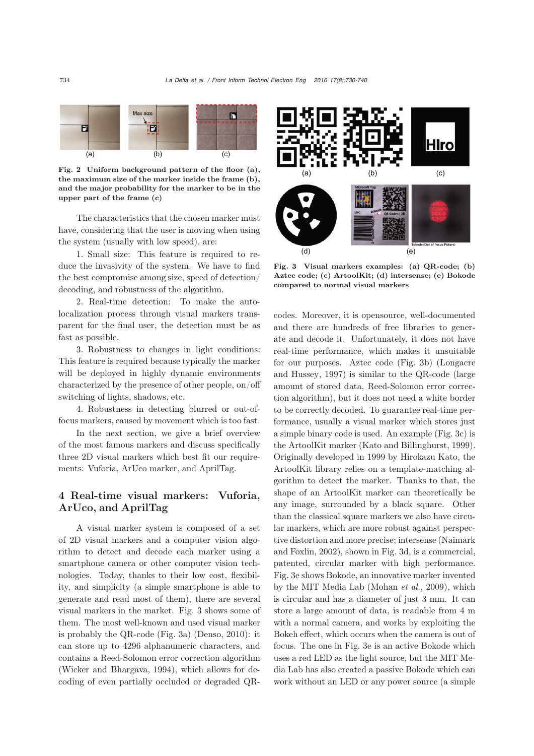Fig. 2 Uniform background pattern of the floor (a), the maximum size of the marker inside the frame (b), and the major probability for the marker to be in the upper part of the frame (c)

The characteristics that the chosen marker must have, considering that the user is moving when using the system (usually with low speed), are:

1. Small size: This feature is required to reduce the invasivity of the system. We have to find the best compromise among size, speed of detection/decoding, and robustness of the algorithm.

2. Real-time detection: To make the autolocalization process through visual markers transparent for the final user, the detection must be as fast as possible.

3. Robustness to changes in light conditions: This feature is required because typically the marker will be deployed in highly dynamic environments characterized by the presence of other people, on/off switching of lights, shadows, etc.

4. Robustness in detecting blurred or out-of-focus markers, caused by movement which is too fast.

In the next section, we give a brief overview of the most famous markers and discuss specifically three 2D visual markers which best fit our requirements: Vuforia, ArUco marker, and AprilTag.

## 4 Real-time visual markers: Vuforia, ArUco, and AprilTag

A visual marker system is composed of a set of 2D visual markers and a computer vision algorithm to detect and decode each marker using a smartphone camera or other computer vision technologies. Today, thanks to their low cost, flexibility, and simplicity (a simple smartphone is able to generate and read most of them), there are several visual markers in the market. Fig. 3 shows some of them. The most well-known and used visual marker is probably the QR-code (Fig. 3a) (Denso, 2010): it can store up to 4296 alphanumeric characters, and contains a Reed-Solomon error correction algorithm (Wicker and Bhargava, 1994), which allows for decoding of even partially occluded or degraded QR-codes. Moreover, it is opensource, well-documented and there are hundreds of free libraries to generate and decode it. Unfortunately, it does not have real-time performance, which makes it unsuitable for our purposes. Aztec code (Fig. 3b) (Longacre and Hussey, 1997) is similar to the QR-code (large amount of stored data, Reed-Solomon error correction algorithm), but it does not need a white border to be correctly decoded. To guarantee real-time performance, usually a visual marker which stores just a simple binary code is used. An example (Fig. 3c) is the ArtoolKit marker (Kato and Billinghurst, 1999). Originally developed in 1999 by Hirokazu Kato, the ArtoolKit library relies on a template-matching algorithm to detect the marker. Thanks to that, the shape of an ArtoolKit marker can theoretically be any image, surrounded by a black square. Other than the classical square markers we also have circular markers, which are more robust against perspective distortion and more precise; intersense (Naimark and Foxlin, 2002), shown in Fig. 3d, is a commercial, patented, circular marker with high performance. Fig. 3e shows Bokode, an innovative marker invented by the MIT Media Lab (Mohan *et al.*, 2009), which is circular and has a diameter of just 3 mm. It can store a large amount of data, is readable from 4 m with a normal camera, and works by exploiting the Bokeh effect, which occurs when the camera is out of focus. The one in Fig. 3e is an active Bokode which uses a red LED as the light source, but the MIT Media Lab has also created a passive Bokode which can work without an LED or any power source (a simple

Fig. 3 Visual markers examples: (a) QR-code; (b) Aztec code; (c) ArtoolKit; (d) intersense; (e) Bokode compared to normal visual markers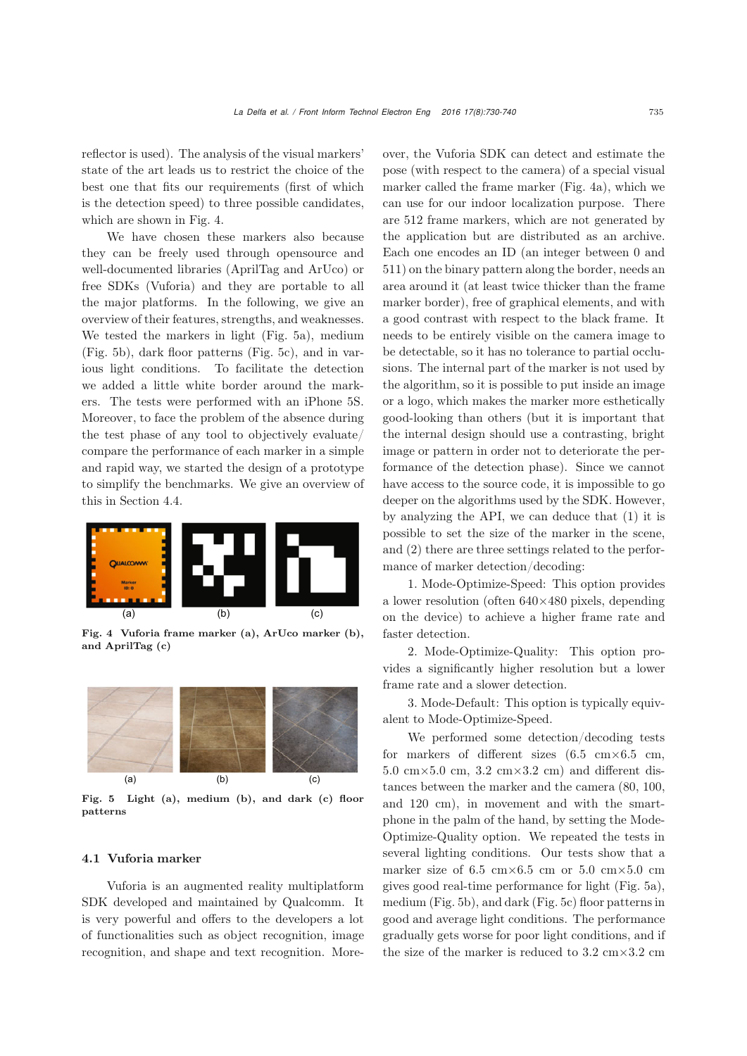reflector is used). The analysis of the visual markers' state of the art leads us to restrict the choice of the best one that fits our requirements (first of which is the detection speed) to three possible candidates, which are shown in Fig. 4.

We have chosen these markers also because they can be freely used through opensource and well-documented libraries (AprilTag and ArUco) or free SDKs (Vuforia) and they are portable to all the major platforms. In the following, we give an overview of their features, strengths, and weaknesses. We tested the markers in light (Fig. 5a), medium (Fig. 5b), dark floor patterns (Fig. 5c), and in various light conditions. To facilitate the detection we added a little white border around the markers. The tests were performed with an iPhone 5S. Moreover, to face the problem of the absence during the test phase of any tool to objectively evaluate/compare the performance of each marker in a simple and rapid way, we started the design of a prototype to simplify the benchmarks. We give an overview of this in Section 4.4.

**Fig. 4 Vuforia frame marker (a), ArUco marker (b), and AprilTag (c)**

**Fig. 5 Light (a), medium (b), and dark (c) floor patterns**

### 4.1 Vuforia marker

Vuforia is an augmented reality multiplatform SDK developed and maintained by Qualcomm. It is very powerful and offers to the developers a lot of functionalities such as object recognition, image recognition, and shape and text recognition. Moreover, the Vuforia SDK can detect and estimate the pose (with respect to the camera) of a special visual marker called the frame marker (Fig. 4a), which we can use for our indoor localization purpose. There are 512 frame markers, which are not generated by the application but are distributed as an archive. Each one encodes an ID (an integer between 0 and 511) on the binary pattern along the border, needs an area around it (at least twice thicker than the frame marker border), free of graphical elements, and with a good contrast with respect to the black frame. It needs to be entirely visible on the camera image to be detectable, so it has no tolerance to partial occlusions. The internal part of the marker is not used by the algorithm, so it is possible to put inside an image or a logo, which makes the marker more esthetically good-looking than others (but it is important that the internal design should use a contrasting, bright image or pattern in order not to deteriorate the performance of the detection phase). Since we cannot have access to the source code, it is impossible to go deeper on the algorithms used by the SDK. However, by analyzing the API, we can deduce that (1) it is possible to set the size of the marker in the scene, and (2) there are three settings related to the performance of marker detection/decoding:

1. Mode-Optimize-Speed: This option provides a lower resolution (often 640×480 pixels, depending on the device) to achieve a higher frame rate and faster detection.

2. Mode-Optimize-Quality: This option provides a significantly higher resolution but a lower frame rate and a slower detection.

3. Mode-Default: This option is typically equivalent to Mode-Optimize-Speed.

We performed some detection/decoding tests for markers of different sizes (6.5 cm×6.5 cm, 5.0 cm×5.0 cm, 3.2 cm×3.2 cm) and different distances between the marker and the camera (80, 100, and 120 cm), in movement and with the smartphone in the palm of the hand, by setting the Mode-Optimize-Quality option. We repeated the tests in several lighting conditions. Our tests show that a marker size of 6.5 cm×6.5 cm or 5.0 cm×5.0 cm gives good real-time performance for light (Fig. 5a), medium (Fig. 5b), and dark (Fig. 5c) floor patterns in good and average light conditions. The performance gradually gets worse for poor light conditions, and if the size of the marker is reduced to 3.2 cm×3.2 cm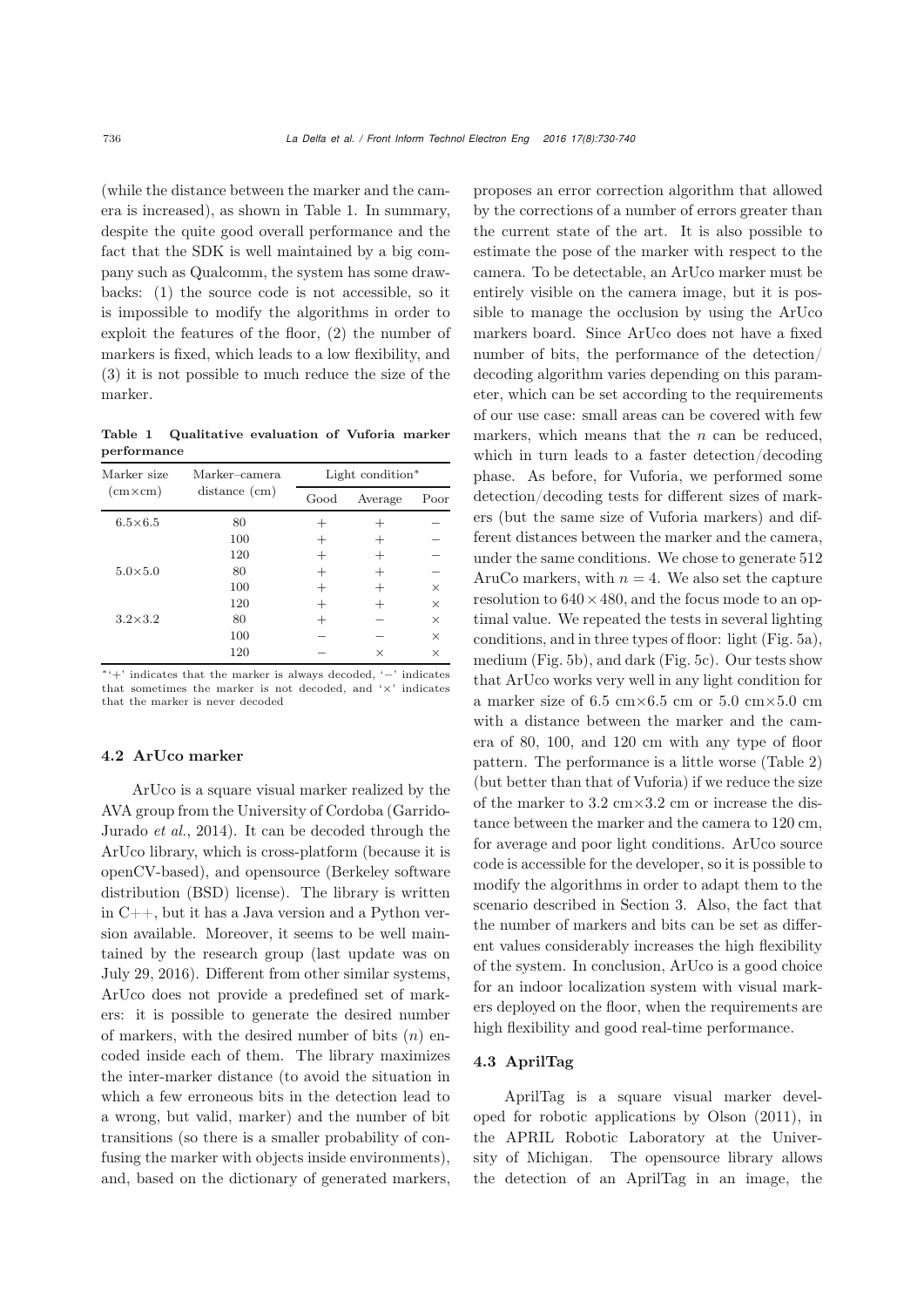(while the distance between the marker and the camera is increased), as shown in Table 1. In summary, despite the quite good overall performance and the fact that the SDK is well maintained by a big company such as Qualcomm, the system has some drawbacks: (1) the source code is not accessible, so it is impossible to modify the algorithms in order to exploit the features of the floor, (2) the number of markers is fixed, which leads to a low flexibility, and (3) it is not possible to much reduce the size of the marker.

**Table 1 Qualitative evaluation of Vuforia marker performance**

| Marker size (cm×cm) | Marker–camera distance (cm) | Light condition* | | |
|---|---|---|---|---|
| | | Good | Average | Poor |
| 6.5×6.5 | 80 | + | + | − |
| | 100 | + | + | − |
| | 120 | + | + | − |
| 5.0×5.0 | 80 | + | + | − |
| | 100 | + | + | × |
| | 120 | + | + | × |
| 3.2×3.2 | 80 | + | − | × |
| | 100 | − | − | × |
| | 120 | − | × | × |

* '+' indicates that the marker is always decoded, '−' indicates that sometimes the marker is not decoded, and '×' indicates that the marker is never decoded

### 4.2 ArUco marker

ArUco is a square visual marker realized by the AVA group from the University of Cordoba (Garrido-Jurado *et al.*, 2014). It can be decoded through the ArUco library, which is cross-platform (because it is openCV-based), and opensource (Berkeley software distribution (BSD) license). The library is written in C++, but it has a Java version and a Python version available. Moreover, it seems to be well maintained by the research group (last update was on July 29, 2016). Different from other similar systems, ArUco does not provide a predefined set of markers: it is possible to generate the desired number of markers, with the desired number of bits ($n$) encoded inside each of them. The library maximizes the inter-marker distance (to avoid the situation in which a few erroneous bits in the detection lead to a wrong, but valid, marker) and the number of bit transitions (so there is a smaller probability of confusing the marker with objects inside environments), and, based on the dictionary of generated markers, proposes an error correction algorithm that allowed by the corrections of a number of errors greater than the current state of the art. It is also possible to estimate the pose of the marker with respect to the camera. To be detectable, an ArUco marker must be entirely visible on the camera image, but it is possible to manage the occlusion by using the ArUco markers board. Since ArUco does not have a fixed number of bits, the performance of the detection/decoding algorithm varies depending on this parameter, which can be set according to the requirements of our use case: small areas can be covered with few markers, which means that the $n$ can be reduced, which in turn leads to a faster detection/decoding phase. As before, for Vuforia, we performed some detection/decoding tests for different sizes of markers (but the same size of Vuforia markers) and different distances between the marker and the camera, under the same conditions. We chose to generate 512 AruCo markers, with $n = 4$. We also set the capture resolution to $640 \times 480$, and the focus mode to an optimal value. We repeated the tests in several lighting conditions, and in three types of floor: light (Fig. 5a), medium (Fig. 5b), and dark (Fig. 5c). Our tests show that ArUco works very well in any light condition for a marker size of 6.5 cm×6.5 cm or 5.0 cm×5.0 cm with a distance between the marker and the camera of 80, 100, and 120 cm with any type of floor pattern. The performance is a little worse (Table 2) (but better than that of Vuforia) if we reduce the size of the marker to 3.2 cm×3.2 cm or increase the distance between the marker and the camera to 120 cm, for average and poor light conditions. ArUco source code is accessible for the developer, so it is possible to modify the algorithms in order to adapt them to the scenario described in Section 3. Also, the fact that the number of markers and bits can be set as different values considerably increases the high flexibility of the system. In conclusion, ArUco is a good choice for an indoor localization system with visual markers deployed on the floor, when the requirements are high flexibility and good real-time performance.

### 4.3 AprilTag

AprilTag is a square visual marker developed for robotic applications by Olson (2011), in the APRIL Robotic Laboratory at the University of Michigan. The opensource library allows the detection of an AprilTag in an image, the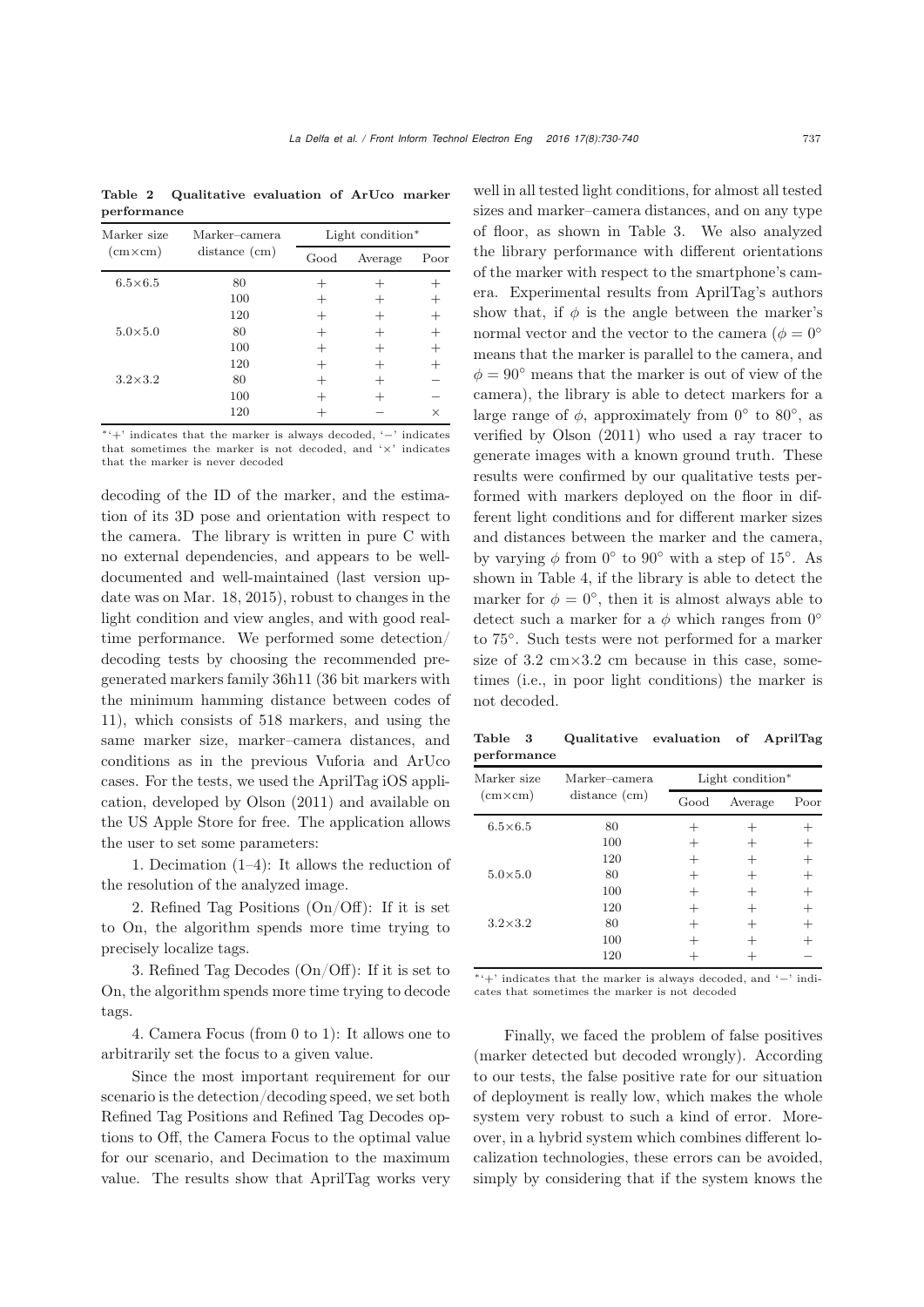**Table 2 Qualitative evaluation of ArUco marker performance**

| Marker size (cm×cm) | Marker–camera distance (cm) | Light condition* | | |
|---|---|---|---|---|
| | | Good | Average | Poor |
| 6.5×6.5 | 80 | + | + | + |
| | 100 | + | + | + |
| | 120 | + | + | + |
| 5.0×5.0 | 80 | + | + | + |
| | 100 | + | + | + |
| | 120 | + | + | + |
| 3.2×3.2 | 80 | + | + | − |
| | 100 | + | + | − |
| | 120 | + | − | × |

* '+' indicates that the marker is always decoded, '−' indicates that sometimes the marker is not decoded, and '×' indicates that the marker is never decoded

decoding of the ID of the marker, and the estimation of its 3D pose and orientation with respect to the camera. The library is written in pure C with no external dependencies, and appears to be well-documented and well-maintained (last version update was on Mar. 18, 2015), robust to changes in the light condition and view angles, and with good real-time performance. We performed some detection/decoding tests by choosing the recommended pre-generated markers family 36h11 (36 bit markers with the minimum hamming distance between codes of 11), which consists of 518 markers, and using the same marker size, marker–camera distances, and conditions as in the previous Vuforia and ArUco cases. For the tests, we used the AprilTag iOS application, developed by Olson (2011) and available on the US Apple Store for free. The application allows the user to set some parameters:

1. Decimation (1–4): It allows the reduction of the resolution of the analyzed image.

2. Refined Tag Positions (On/Off): If it is set to On, the algorithm spends more time trying to precisely localize tags.

3. Refined Tag Decodes (On/Off): If it is set to On, the algorithm spends more time trying to decode tags.

4. Camera Focus (from 0 to 1): It allows one to arbitrarily set the focus to a given value.

Since the most important requirement for our scenario is the detection/decoding speed, we set both Refined Tag Positions and Refined Tag Decodes options to Off, the Camera Focus to the optimal value for our scenario, and Decimation to the maximum value. The results show that AprilTag works very well in all tested light conditions, for almost all tested sizes and marker–camera distances, and on any type of floor, as shown in Table 3. We also analyzed the library performance with different orientations of the marker with respect to the smartphone's camera. Experimental results from AprilTag's authors show that, if $\phi$ is the angle between the marker's normal vector and the vector to the camera ($\phi = 0°$ means that the marker is parallel to the camera, and $\phi = 90°$ means that the marker is out of view of the camera), the library is able to detect markers for a large range of $\phi$, approximately from 0° to 80°, as verified by Olson (2011) who used a ray tracer to generate images with a known ground truth. These results were confirmed by our qualitative tests performed with markers deployed on the floor in different light conditions and for different marker sizes and distances between the marker and the camera, by varying $\phi$ from 0° to 90° with a step of 15°. As shown in Table 4, if the library is able to detect the marker for $\phi = 0°$, then it is almost always able to detect such a marker for a $\phi$ which ranges from 0° to 75°. Such tests were not performed for a marker size of 3.2 cm×3.2 cm because in this case, sometimes (i.e., in poor light conditions) the marker is not decoded.

**Table 3 Qualitative evaluation of AprilTag performance**

| Marker size (cm×cm) | Marker–camera distance (cm) | Light condition* | | |
|---|---|---|---|---|
| | | Good | Average | Poor |
| 6.5×6.5 | 80 | + | + | + |
| | 100 | + | + | + |
| | 120 | + | + | + |
| 5.0×5.0 | 80 | + | + | + |
| | 100 | + | + | + |
| | 120 | + | + | + |
| 3.2×3.2 | 80 | + | + | + |
| | 100 | + | + | + |
| | 120 | + | + | − |

* '+' indicates that the marker is always decoded, and '−' indicates that sometimes the marker is not decoded

Finally, we faced the problem of false positives (marker detected but decoded wrongly). According to our tests, the false positive rate for our situation of deployment is really low, which makes the whole system very robust to such a kind of error. Moreover, in a hybrid system which combines different localization technologies, these errors can be avoided, simply by considering that if the system knows the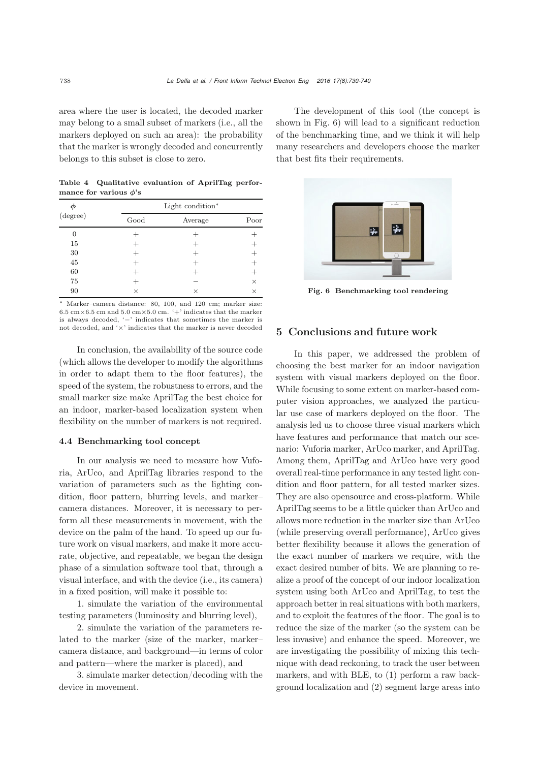area where the user is located, the decoded marker may belong to a small subset of markers (i.e., all the markers deployed on such an area): the probability that the marker is wrongly decoded and concurrently belongs to this subset is close to zero.

**Table 4 Qualitative evaluation of AprilTag performance for various $\phi$'s**

| $\phi$ (degree) | Light condition* | | |
|---|---|---|---|
| | Good | Average | Poor |
| 0 | + | + | + |
| 15 | + | + | + |
| 30 | + | + | + |
| 45 | + | + | + |
| 60 | + | + | + |
| 75 | + | − | × |
| 90 | × | × | × |

\* Marker–camera distance: 80, 100, and 120 cm; marker size: 6.5 cm×6.5 cm and 5.0 cm×5.0 cm. '+' indicates that the marker is always decoded, '−' indicates that sometimes the marker is not decoded, and '×' indicates that the marker is never decoded

In conclusion, the availability of the source code (which allows the developer to modify the algorithms in order to adapt them to the floor features), the speed of the system, the robustness to errors, and the small marker size make AprilTag the best choice for an indoor, marker-based localization system when flexibility on the number of markers is not required.

### 4.4 Benchmarking tool concept

In our analysis we need to measure how Vuforia, ArUco, and AprilTag libraries respond to the variation of parameters such as the lighting condition, floor pattern, blurring levels, and marker–camera distances. Moreover, it is necessary to perform all these measurements in movement, with the device on the palm of the hand. To speed up our future work on visual markers, and make it more accurate, objective, and repeatable, we began the design phase of a simulation software tool that, through a visual interface, and with the device (i.e., its camera) in a fixed position, will make it possible to:

1. simulate the variation of the environmental testing parameters (luminosity and blurring level),

2. simulate the variation of the parameters related to the marker (size of the marker, marker–camera distance, and background—in terms of color and pattern—where the marker is placed), and

3. simulate marker detection/decoding with the device in movement.

The development of this tool (the concept is shown in Fig. 6) will lead to a significant reduction of the benchmarking time, and we think it will help many researchers and developers choose the marker that best fits their requirements.

**Fig. 6 Benchmarking tool rendering**

## 5 Conclusions and future work

In this paper, we addressed the problem of choosing the best marker for an indoor navigation system with visual markers deployed on the floor. While focusing to some extent on marker-based computer vision approaches, we analyzed the particular use case of markers deployed on the floor. The analysis led us to choose three visual markers which have features and performance that match our scenario: Vuforia marker, ArUco marker, and AprilTag. Among them, AprilTag and ArUco have very good overall real-time performance in any tested light condition and floor pattern, for all tested marker sizes. They are also opensource and cross-platform. While AprilTag seems to be a little quicker than ArUco and allows more reduction in the marker size than ArUco (while preserving overall performance), ArUco gives better flexibility because it allows the generation of the exact number of markers we require, with the exact desired number of bits. We are planning to realize a proof of the concept of our indoor localization system using both ArUco and AprilTag, to test the approach better in real situations with both markers, and to exploit the features of the floor. The goal is to reduce the size of the marker (so the system can be less invasive) and enhance the speed. Moreover, we are investigating the possibility of mixing this technique with dead reckoning, to track the user between markers, and with BLE, to (1) perform a raw background localization and (2) segment large areas into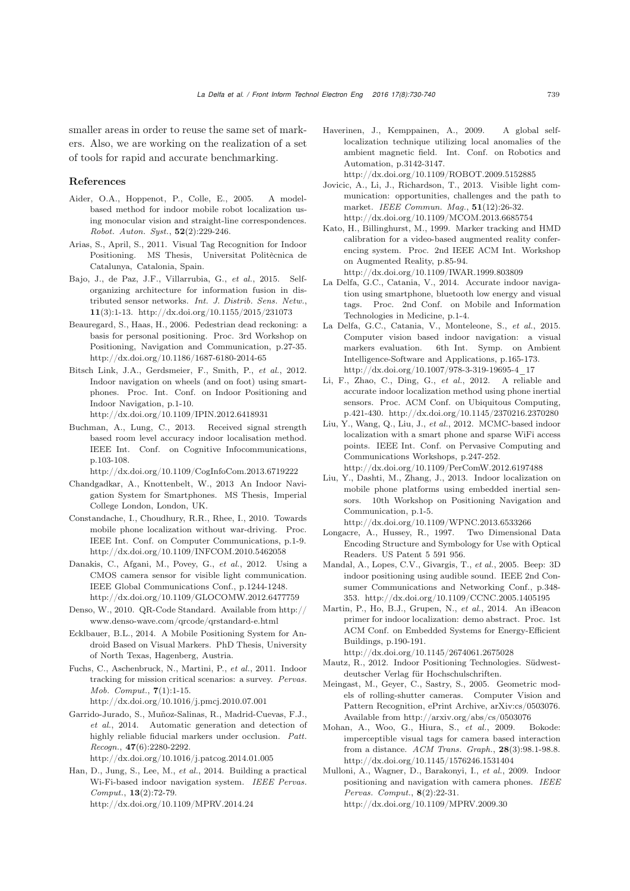smaller areas in order to reuse the same set of markers. Also, we are working on the realization of a set of tools for rapid and accurate benchmarking.

## References

Aider, O.A., Hoppenot, P., Colle, E., 2005. A model-based method for indoor mobile robot localization using monocular vision and straight-line correspondences. *Robot. Auton. Syst.*, **52**(2):229-246.

Arias, S., April, S., 2011. Visual Tag Recognition for Indoor Positioning. MS Thesis, Universitat Politècnica de Catalunya, Catalonia, Spain.

Bajo, J., de Paz, J.F., Villarrubia, G., *et al.*, 2015. Self-organizing architecture for information fusion in distributed sensor networks. *Int. J. Distrib. Sens. Netw.*, **11**(3):1-13. http://dx.doi.org/10.1155/2015/231073

Beauregard, S., Haas, H., 2006. Pedestrian dead reckoning: a basis for personal positioning. Proc. 3rd Workshop on Positioning, Navigation and Communication, p.27-35. http://dx.doi.org/10.1186/1687-6180-2014-65

Bitsch Link, J.A., Gerdsmeier, F., Smith, P., *et al.*, 2012. Indoor navigation on wheels (and on foot) using smartphones. Proc. Int. Conf. on Indoor Positioning and Indoor Navigation, p.1-10. http://dx.doi.org/10.1109/IPIN.2012.6418931

Buchman, A., Lung, C., 2013. Received signal strength based room level accuracy indoor localisation method. IEEE Int. Conf. on Cognitive Infocommunications, p.103-108. http://dx.doi.org/10.1109/CogInfoCom.2013.6719222

Chandgadkar, A., Knottenbelt, W., 2013 An Indoor Navigation System for Smartphones. MS Thesis, Imperial College London, London, UK.

Constandache, I., Choudhury, R.R., Rhee, I., 2010. Towards mobile phone localization without war-driving. Proc. IEEE Int. Conf. on Computer Communications, p.1-9. http://dx.doi.org/10.1109/INFCOM.2010.5462058

Danakis, C., Afgani, M., Povey, G., *et al.*, 2012. Using a CMOS camera sensor for visible light communication. IEEE Global Communications Conf., p.1244-1248. http://dx.doi.org/10.1109/GLOCOMW.2012.6477759

Denso, W., 2010. QR-Code Standard. Available from http://www.denso-wave.com/qrcode/qrstandard-e.html

Ecklbauer, B.L., 2014. A Mobile Positioning System for Android Based on Visual Markers. PhD Thesis, University of North Texas, Hagenberg, Austria.

Fuchs, C., Aschenbruck, N., Martini, P., *et al.*, 2011. Indoor tracking for mission critical scenarios: a survey. *Pervas. Mob. Comput.*, **7**(1):1-15. http://dx.doi.org/10.1016/j.pmcj.2010.07.001

Garrido-Jurado, S., Muñoz-Salinas, R., Madrid-Cuevas, F.J., *et al.*, 2014. Automatic generation and detection of highly reliable fiducial markers under occlusion. *Patt. Recogn.*, **47**(6):2280-2292. http://dx.doi.org/10.1016/j.patcog.2014.01.005

Han, D., Jung, S., Lee, M., *et al.*, 2014. Building a practical Wi-Fi-based indoor navigation system. *IEEE Pervas. Comput.*, **13**(2):72-79. http://dx.doi.org/10.1109/MPRV.2014.24

Haverinen, J., Kemppainen, A., 2009. A global self-localization technique utilizing local anomalies of the ambient magnetic field. Int. Conf. on Robotics and Automation, p.3142-3147. http://dx.doi.org/10.1109/ROBOT.2009.5152885

Jovicic, A., Li, J., Richardson, T., 2013. Visible light communication: opportunities, challenges and the path to market. *IEEE Commun. Mag.*, **51**(12):26-32. http://dx.doi.org/10.1109/MCOM.2013.6685754

Kato, H., Billinghurst, M., 1999. Marker tracking and HMD calibration for a video-based augmented reality conferencing system. Proc. 2nd IEEE ACM Int. Workshop on Augmented Reality, p.85-94. http://dx.doi.org/10.1109/IWAR.1999.803809

La Delfa, G.C., Catania, V., 2014. Accurate indoor navigation using smartphone, bluetooth low energy and visual tags. Proc. 2nd Conf. on Mobile and Information Technologies in Medicine, p.1-4.

La Delfa, G.C., Catania, V., Monteleone, S., *et al.*, 2015. Computer vision based indoor navigation: a visual markers evaluation. 6th Int. Symp. on Ambient Intelligence-Software and Applications, p.165-173. http://dx.doi.org/10.1007/978-3-319-19695-4_17

Li, F., Zhao, C., Ding, G., *et al.*, 2012. A reliable and accurate indoor localization method using phone inertial sensors. Proc. ACM Conf. on Ubiquitous Computing, p.421-430. http://dx.doi.org/10.1145/2370216.2370280

Liu, Y., Wang, Q., Liu, J., *et al.*, 2012. MCMC-based indoor localization with a smart phone and sparse WiFi access points. IEEE Int. Conf. on Pervasive Computing and Communications Workshops, p.247-252. http://dx.doi.org/10.1109/PerComW.2012.6197488

Liu, Y., Dashti, M., Zhang, J., 2013. Indoor localization on mobile phone platforms using embedded inertial sensors. 10th Workshop on Positioning Navigation and Communication, p.1-5. http://dx.doi.org/10.1109/WPNC.2013.6533266

Longacre, A., Hussey, R., 1997. Two Dimensional Data Encoding Structure and Symbology for Use with Optical Readers. US Patent 5 591 956.

Mandal, A., Lopes, C.V., Givargis, T., *et al.*, 2005. Beep: 3D indoor positioning using audible sound. IEEE 2nd Consumer Communications and Networking Conf., p.348-353. http://dx.doi.org/10.1109/CCNC.2005.1405195

Martin, P., Ho, B.J., Grupen, N., *et al.*, 2014. An iBeacon primer for indoor localization: demo abstract. Proc. 1st ACM Conf. on Embedded Systems for Energy-Efficient Buildings, p.190-191. http://dx.doi.org/10.1145/2674061.2675028

Mautz, R., 2012. Indoor Positioning Technologies. Südwestdeutscher Verlag für Hochschulschriften.

Meingast, M., Geyer, C., Sastry, S., 2005. Geometric models of rolling-shutter cameras. Computer Vision and Pattern Recognition, ePrint Archive, arXiv:cs/0503076. Available from http://arxiv.org/abs/cs/0503076

Mohan, A., Woo, G., Hiura, S., *et al.*, 2009. Bokode: imperceptible visual tags for camera based interaction from a distance. *ACM Trans. Graph.*, **28**(3):98.1-98.8. http://dx.doi.org/10.1145/1576246.1531404

Mulloni, A., Wagner, D., Barakonyi, I., *et al.*, 2009. Indoor positioning and navigation with camera phones. *IEEE Pervas. Comput.*, **8**(2):22-31. http://dx.doi.org/10.1109/MPRV.2009.30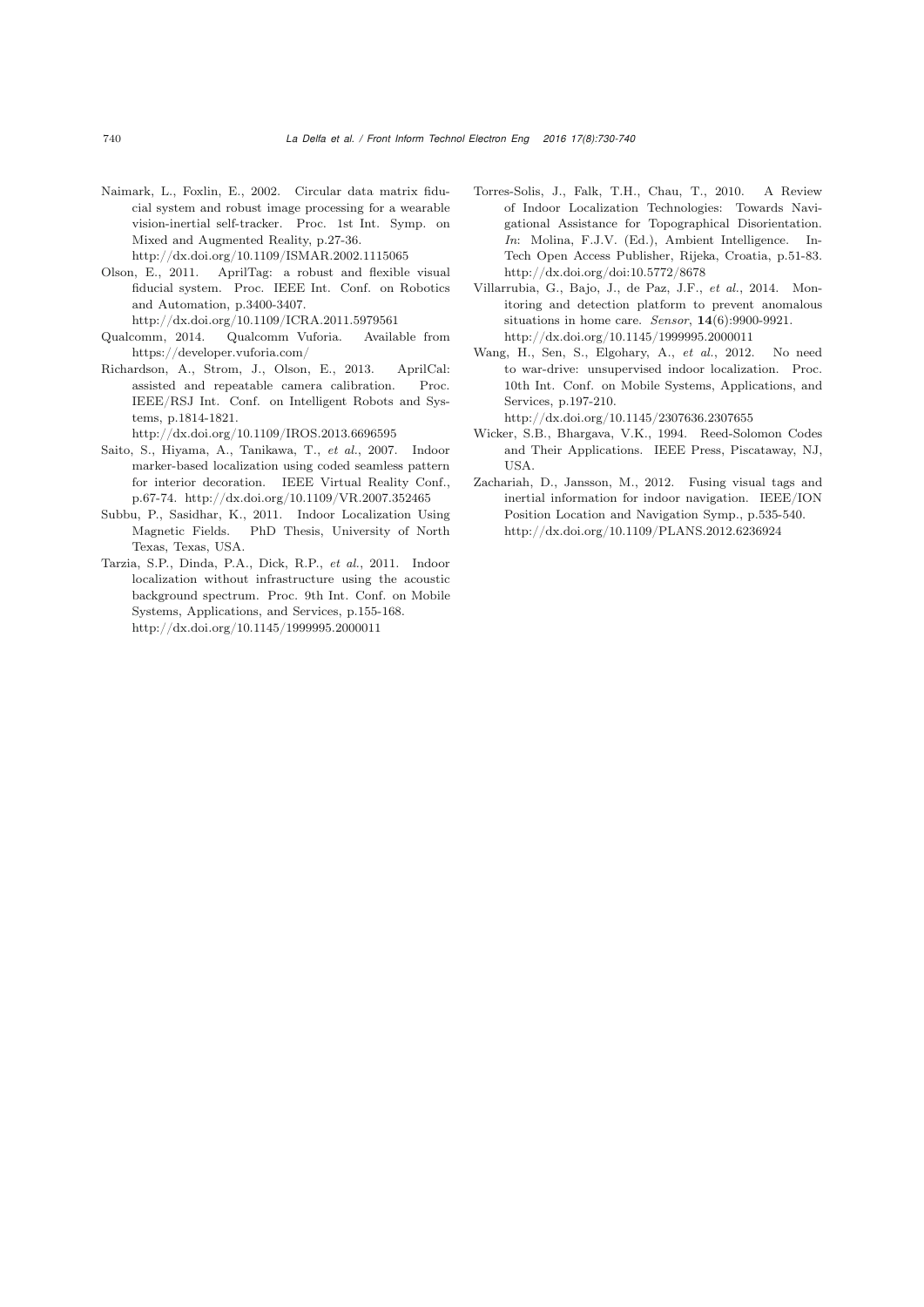Naimark, L., Foxlin, E., 2002. Circular data matrix fiducial system and robust image processing for a wearable vision-inertial self-tracker. Proc. 1st Int. Symp. on Mixed and Augmented Reality, p.27-36. http://dx.doi.org/10.1109/ISMAR.2002.1115065

Olson, E., 2011. AprilTag: a robust and flexible visual fiducial system. Proc. IEEE Int. Conf. on Robotics and Automation, p.3400-3407. http://dx.doi.org/10.1109/ICRA.2011.5979561

Qualcomm, 2014. Qualcomm Vuforia. Available from https://developer.vuforia.com/

Richardson, A., Strom, J., Olson, E., 2013. AprilCal: assisted and repeatable camera calibration. Proc. IEEE/RSJ Int. Conf. on Intelligent Robots and Systems, p.1814-1821. http://dx.doi.org/10.1109/IROS.2013.6696595

Saito, S., Hiyama, A., Tanikawa, T., *et al.*, 2007. Indoor marker-based localization using coded seamless pattern for interior decoration. IEEE Virtual Reality Conf., p.67-74. http://dx.doi.org/10.1109/VR.2007.352465

Subbu, P., Sasidhar, K., 2011. Indoor Localization Using Magnetic Fields. PhD Thesis, University of North Texas, Texas, USA.

Tarzia, S.P., Dinda, P.A., Dick, R.P., *et al.*, 2011. Indoor localization without infrastructure using the acoustic background spectrum. Proc. 9th Int. Conf. on Mobile Systems, Applications, and Services, p.155-168. http://dx.doi.org/10.1145/1999995.2000011

Torres-Solis, J., Falk, T.H., Chau, T., 2010. A Review of Indoor Localization Technologies: Towards Navigational Assistance for Topographical Disorientation. *In*: Molina, F.J.V. (Ed.), Ambient Intelligence. In-Tech Open Access Publisher, Rijeka, Croatia, p.51-83. http://dx.doi.org/doi:10.5772/8678

Villarrubia, G., Bajo, J., de Paz, J.F., *et al.*, 2014. Monitoring and detection platform to prevent anomalous situations in home care. *Sensor*, **14**(6):9900-9921. http://dx.doi.org/10.1145/1999995.2000011

Wang, H., Sen, S., Elgohary, A., *et al.*, 2012. No need to war-drive: unsupervised indoor localization. Proc. 10th Int. Conf. on Mobile Systems, Applications, and Services, p.197-210. http://dx.doi.org/10.1145/2307636.2307655

Wicker, S.B., Bhargava, V.K., 1994. Reed-Solomon Codes and Their Applications. IEEE Press, Piscataway, NJ, USA.

Zachariah, D., Jansson, M., 2012. Fusing visual tags and inertial information for indoor navigation. IEEE/ION Position Location and Navigation Symp., p.535-540. http://dx.doi.org/10.1109/PLANS.2012.6236924